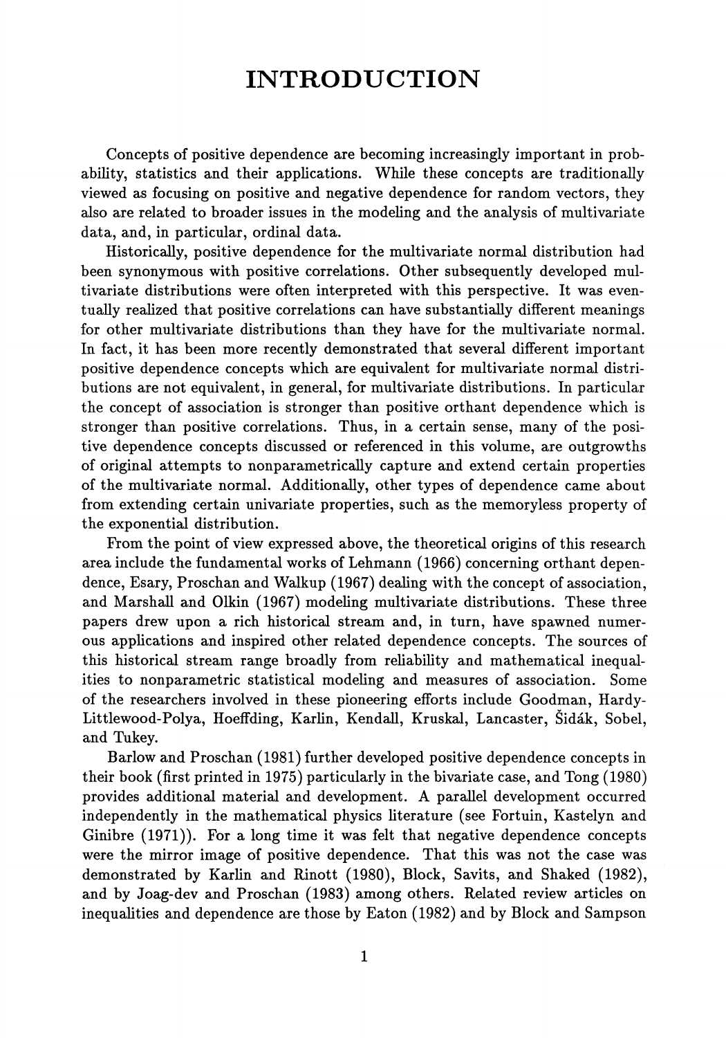# INTRODUCTION

Concepts of positive dependence are becoming increasingly important in probability, statistics and their applications. While these concepts are traditionally viewed as focusing on positive and negative dependence for random vectors, they also are related to broader issues in the modeling and the analysis of multivariate data, and, in particular, ordinal data.

Historically, positive dependence for the multivariate normal distribution had been synonymous with positive correlations. Other subsequently developed multivariate distributions were often interpreted with this perspective. It was eventually realized that positive correlations can have substantially different meanings for other multivariate distributions than they have for the multivariate normal. In fact, it has been more recently demonstrated that several different important positive dependence concepts which are equivalent for multivariate normal distributions are not equivalent, in general, for multivariate distributions. In particular the concept of association is stronger than positive orthant dependence which is stronger than positive correlations. Thus, in a certain sense, many of the positive dependence concepts discussed or referenced in this volume, are outgrowths of original attempts to nonparametrically capture and extend certain properties of the multivariate normal. Additionally, other types of dependence came about from extending certain univariate properties, such as the memoryless property of the exponential distribution.

From the point of view expressed above, the theoretical origins of this research area include the fundamental works of Lehmann (1966) concerning orthant dependence, Esary, Proschan and Walkup (1967) dealing with the concept of association, and Marshall and Olkin (1967) modeling multivariate distributions. These three papers drew upon a rich historical stream and, in turn, have spawned numerous applications and inspired other related dependence concepts. The sources of this historical stream range broadly from reliability and mathematical inequalities to nonparametric statistical modeling and measures of association. Some of the researchers involved in these pioneering efforts include Goodman, Hardy-Littlewood-Polya, Hoeffding, Karlin, Kendall, Kruskal, Lancaster, Šidák, Sobel, and Tukey.

Barlow and Proschan (1981) further developed positive dependence concepts in their book (first printed in 1975) particularly in the bivariate case, and Tong (1980) provides additional material and development. A parallel development occurred independently in the mathematical physics literature (see Fortuin, Kastelyn and Ginibre (1971)). For a long time it was felt that negative dependence concepts were the mirror image of positive dependence. That this was not the case was demonstrated by Karlin and Rinott (1980), Block, Savits, and Shaked (1982), and by Joag-dev and Proschan (1983) among others. Related review articles on inequalities and dependence are those by Eaton (1982) and by Block and Sampson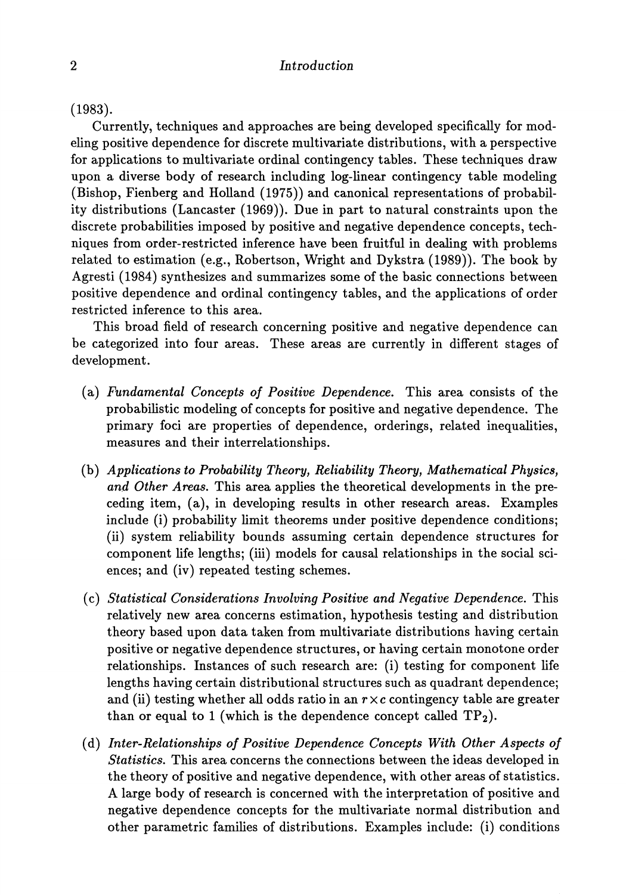(1983).

Currently, techniques and approaches are being developed specifically for modeling positive dependence for discrete multivariate distributions, with a perspective for applications to multivariate ordinal contingency tables. These techniques draw upon a diverse body of research including log-linear contingency table modeling (Bishop, Fienberg and Holland (1975)) and canonical representations of probability distributions (Lancaster (1969)). Due in part to natural constraints upon the discrete probabilities imposed by positive and negative dependence concepts, techniques from order-restricted inference have been fruitful in dealing with problems related to estimation (e.g., Robertson, Wright and Dykstra (1989)). The book by Agresti (1984) synthesizes and summarizes some of the basic connections between positive dependence and ordinal contingency tables, and the applications of order restricted inference to this area.

This broad field of research concerning positive and negative dependence can be categorized into four areas. These areas are currently in different stages of development.

(a) *Fundamental Concepts of Positive Dependence.* This area consists of the probabilistic modeling of concepts for positive and negative dependence. The primary foci are properties of dependence, orderings, related inequalities, measures and their interrelationships.

(b) *Applications to Probability Theory, Reliability Theory, Mathematical Physics, and Other Areas.* This area applies the theoretical developments in the preceding item, (a), in developing results in other research areas. Examples include (i) probability limit theorems under positive dependence conditions; (ii) system reliability bounds assuming certain dependence structures for component life lengths; (iii) models for causal relationships in the social sciences; and (iv) repeated testing schemes.

(c) *Statistical Considerations Involving Positive and Negative Dependence.* This relatively new area concerns estimation, hypothesis testing and distribution theory based upon data taken from multivariate distributions having certain positive or negative dependence structures, or having certain monotone order relationships. Instances of such research are: (i) testing for component life lengths having certain distributional structures such as quadrant dependence; and (ii) testing whether all odds ratio in an $r \times c$ contingency table are greater than or equal to 1 (which is the dependence concept called $\mathrm{TP}_2$).

(d) *Inter-Relationships of Positive Dependence Concepts With Other Aspects of Statistics.* This area concerns the connections between the ideas developed in the theory of positive and negative dependence, with other areas of statistics. A large body of research is concerned with the interpretation of positive and negative dependence concepts for the multivariate normal distribution and other parametric families of distributions. Examples include: (i) conditions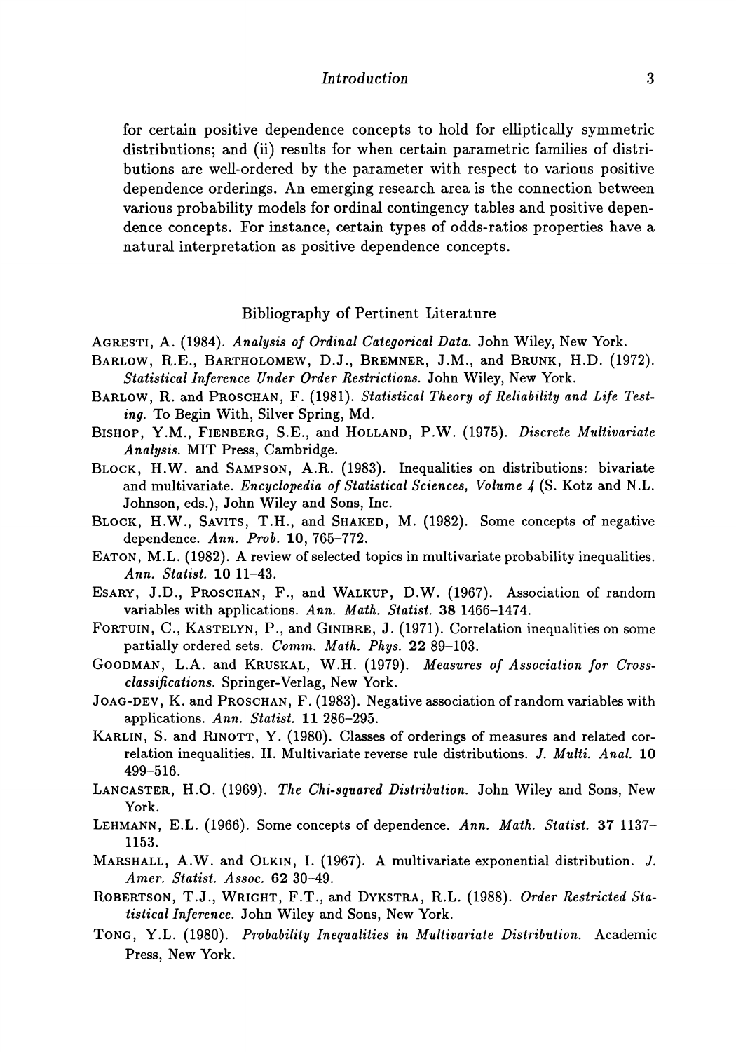for certain positive dependence concepts to hold for elliptically symmetric distributions; and (ii) results for when certain parametric families of distributions are well-ordered by the parameter with respect to various positive dependence orderings. An emerging research area is the connection between various probability models for ordinal contingency tables and positive dependence concepts. For instance, certain types of odds-ratios properties have a natural interpretation as positive dependence concepts.

## Bibliography of Pertinent Literature

AGRESTI, A. (1984). *Analysis of Ordinal Categorical Data.* John Wiley, New York.

BARLOW, R.E., BARTHOLOMEW, D.J., BREMNER, J.M., and BRUNK, H.D. (1972). *Statistical Inference Under Order Restrictions.* John Wiley, New York.

BARLOW, R. and PROSCHAN, F. (1981). *Statistical Theory of Reliability and Life Testing.* To Begin With, Silver Spring, Md.

BISHOP, Y.M., FIENBERG, S.E., and HOLLAND, P.W. (1975). *Discrete Multivariate Analysis.* MIT Press, Cambridge.

BLOCK, H.W. and SAMPSON, A.R. (1983). Inequalities on distributions: bivariate and multivariate. *Encyclopedia of Statistical Sciences, Volume 4* (S. Kotz and N.L. Johnson, eds.), John Wiley and Sons, Inc.

BLOCK, H.W., SAVITS, T.H., and SHAKED, M. (1982). Some concepts of negative dependence. *Ann. Prob.* **10**, 765–772.

EATON, M.L. (1982). A review of selected topics in multivariate probability inequalities. *Ann. Statist.* **10** 11–43.

ESARY, J.D., PROSCHAN, F., and WALKUP, D.W. (1967). Association of random variables with applications. *Ann. Math. Statist.* **38** 1466–1474.

FORTUIN, C., KASTELYN, P., and GINIBRE, J. (1971). Correlation inequalities on some partially ordered sets. *Comm. Math. Phys.* **22** 89–103.

GOODMAN, L.A. and KRUSKAL, W.H. (1979). *Measures of Association for Cross-classifications.* Springer-Verlag, New York.

JOAG-DEV, K. and PROSCHAN, F. (1983). Negative association of random variables with applications. *Ann. Statist.* **11** 286–295.

KARLIN, S. and RINOTT, Y. (1980). Classes of orderings of measures and related correlation inequalities. II. Multivariate reverse rule distributions. *J. Multi. Anal.* **10** 499–516.

LANCASTER, H.O. (1969). *The Chi-squared Distribution.* John Wiley and Sons, New York.

LEHMANN, E.L. (1966). Some concepts of dependence. *Ann. Math. Statist.* **37** 1137–1153.

MARSHALL, A.W. and OLKIN, I. (1967). A multivariate exponential distribution. *J. Amer. Statist. Assoc.* **62** 30–49.

ROBERTSON, T.J., WRIGHT, F.T., and DYKSTRA, R.L. (1988). *Order Restricted Statistical Inference.* John Wiley and Sons, New York.

TONG, Y.L. (1980). *Probability Inequalities in Multivariate Distribution.* Academic Press, New York.